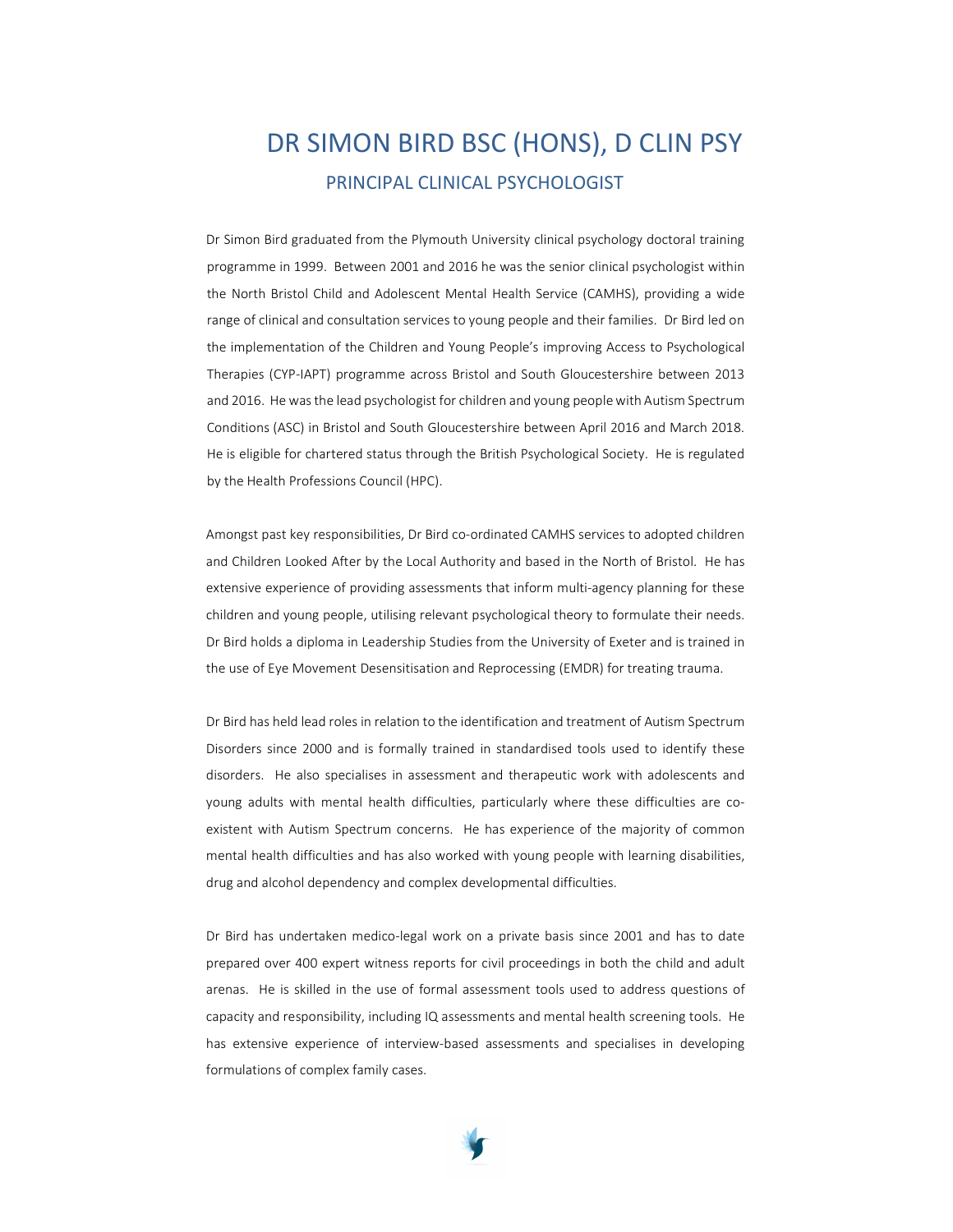# DR SIMON BIRD BSC (HONS), D CLIN PSY

## PRINCIPAL CLINICAL PSYCHOLOGIST

Dr Simon Bird graduated from the Plymouth University clinical psychology doctoral training programme in 1999. Between 2001 and 2016 he was the senior clinical psychologist within the North Bristol Child and Adolescent Mental Health Service (CAMHS), providing a wide range of clinical and consultation services to young people and their families. Dr Bird led on the implementation of the Children and Young People's improving Access to Psychological Therapies (CYP-IAPT) programme across Bristol and South Gloucestershire between 2013 and 2016. He was the lead psychologist for children and young people with Autism Spectrum Conditions (ASC) in Bristol and South Gloucestershire between April 2016 and March 2018. He is eligible for chartered status through the British Psychological Society. He is regulated by the Health Professions Council (HPC).

Amongst past key responsibilities, Dr Bird co-ordinated CAMHS services to adopted children and Children Looked After by the Local Authority and based in the North of Bristol. He has extensive experience of providing assessments that inform multi-agency planning for these children and young people, utilising relevant psychological theory to formulate their needs. Dr Bird holds a diploma in Leadership Studies from the University of Exeter and is trained in the use of Eye Movement Desensitisation and Reprocessing (EMDR) for treating trauma.

Dr Bird has held lead roles in relation to the identification and treatment of Autism Spectrum Disorders since 2000 and is formally trained in standardised tools used to identify these disorders. He also specialises in assessment and therapeutic work with adolescents and young adults with mental health difficulties, particularly where these difficulties are co-existent with Autism Spectrum concerns. He has experience of the majority of common mental health difficulties and has also worked with young people with learning disabilities, drug and alcohol dependency and complex developmental difficulties.

Dr Bird has undertaken medico-legal work on a private basis since 2001 and has to date prepared over 400 expert witness reports for civil proceedings in both the child and adult arenas. He is skilled in the use of formal assessment tools used to address questions of capacity and responsibility, including IQ assessments and mental health screening tools. He has extensive experience of interview-based assessments and specialises in developing formulations of complex family cases.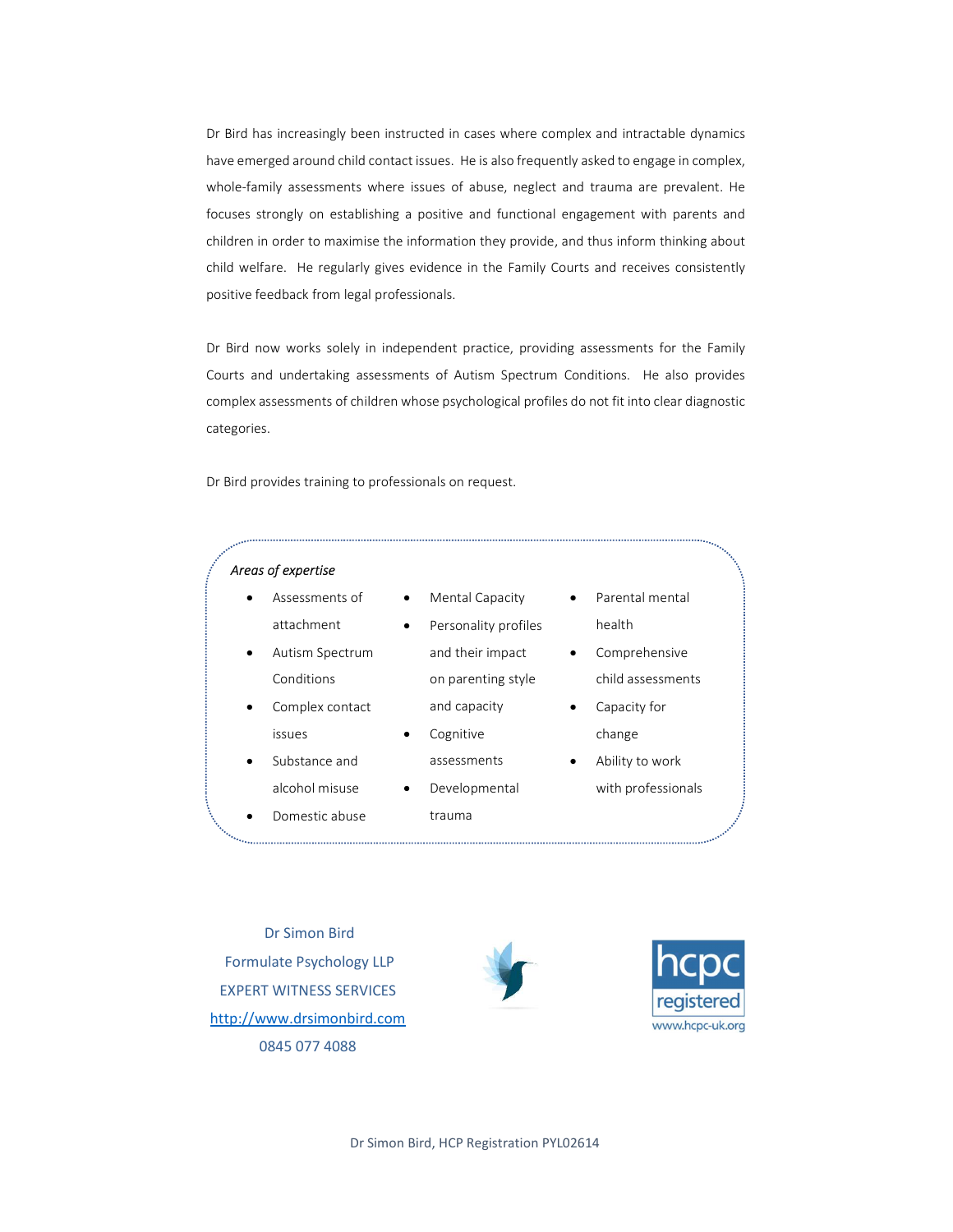Dr Bird has increasingly been instructed in cases where complex and intractable dynamics have emerged around child contact issues. He is also frequently asked to engage in complex, whole-family assessments where issues of abuse, neglect and trauma are prevalent. He focuses strongly on establishing a positive and functional engagement with parents and children in order to maximise the information they provide, and thus inform thinking about child welfare. He regularly gives evidence in the Family Courts and receives consistently positive feedback from legal professionals.

Dr Bird now works solely in independent practice, providing assessments for the Family Courts and undertaking assessments of Autism Spectrum Conditions. He also provides complex assessments of children whose psychological profiles do not fit into clear diagnostic categories.

Dr Bird provides training to professionals on request.

*Areas of expertise*

- Assessments of attachment
- Autism Spectrum Conditions
- Complex contact issues
- Substance and alcohol misuse
- Domestic abuse
- Mental Capacity
- Personality profiles and their impact on parenting style and capacity
- Cognitive assessments
- Developmental trauma
- Parental mental health
- Comprehensive child assessments
- Capacity for change
- Ability to work with professionals

Dr Simon Bird
Formulate Psychology LLP
EXPERT WITNESS SERVICES
http://www.drsimonbird.com
0845 077 4088

hcpc registered
www.hcpc-uk.org

Dr Simon Bird, HCP Registration PYL02614